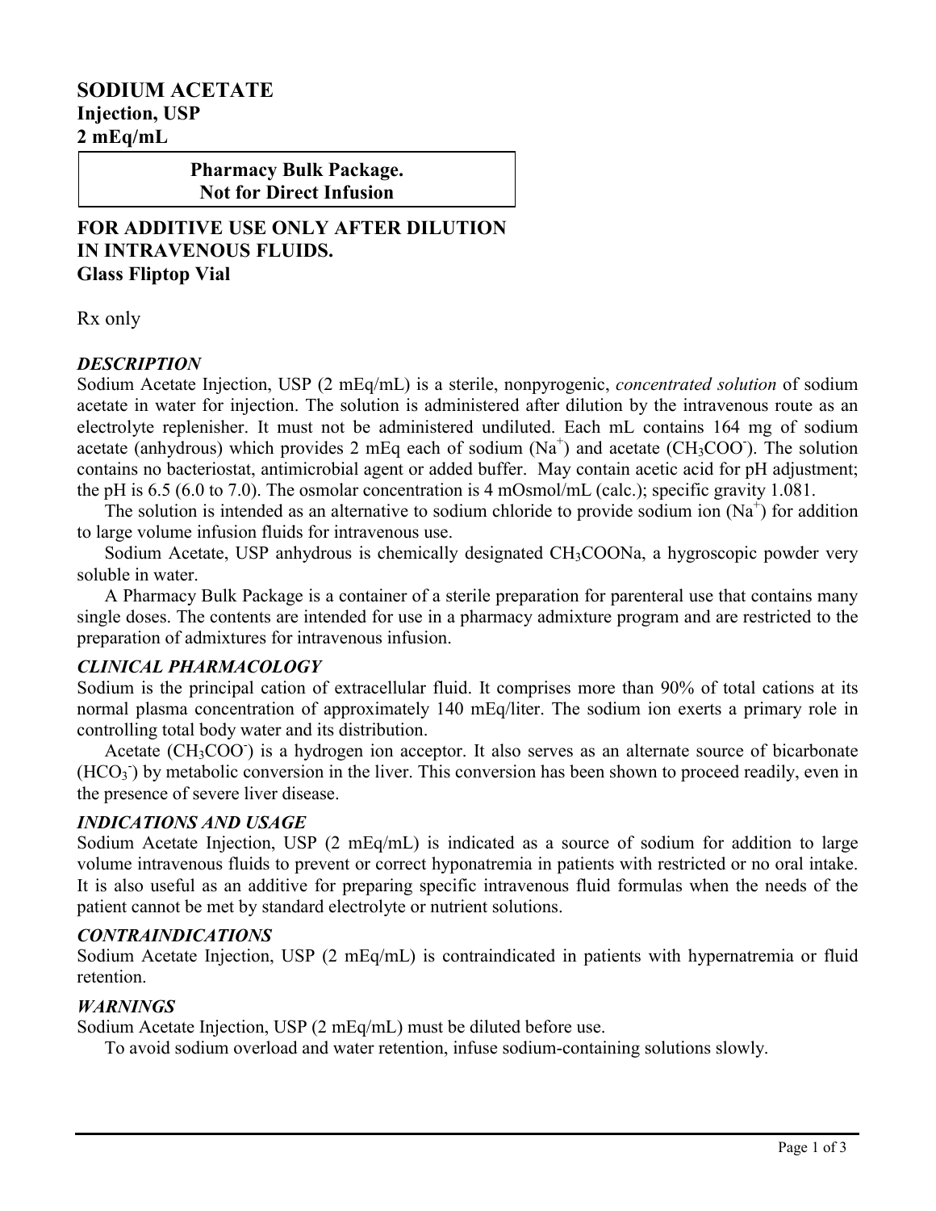# SODIUM ACETATE
**Injection, USP**
**2 mEq/mL**

| Pharmacy Bulk Package. Not for Direct Infusion |
|---|

**FOR ADDITIVE USE ONLY AFTER DILUTION IN INTRAVENOUS FLUIDS.**
**Glass Fliptop Vial**

Rx only

### *DESCRIPTION*

Sodium Acetate Injection, USP (2 mEq/mL) is a sterile, nonpyrogenic, *concentrated solution* of sodium acetate in water for injection. The solution is administered after dilution by the intravenous route as an electrolyte replenisher. It must not be administered undiluted. Each mL contains 164 mg of sodium acetate (anhydrous) which provides 2 mEq each of sodium ($Na^+$) and acetate ($CH_3COO^-$). The solution contains no bacteriostat, antimicrobial agent or added buffer. May contain acetic acid for pH adjustment; the pH is 6.5 (6.0 to 7.0). The osmolar concentration is 4 mOsmol/mL (calc.); specific gravity 1.081.

The solution is intended as an alternative to sodium chloride to provide sodium ion ($Na^+$) for addition to large volume infusion fluids for intravenous use.

Sodium Acetate, USP anhydrous is chemically designated $CH_3COONa$, a hygroscopic powder very soluble in water.

A Pharmacy Bulk Package is a container of a sterile preparation for parenteral use that contains many single doses. The contents are intended for use in a pharmacy admixture program and are restricted to the preparation of admixtures for intravenous infusion.

### *CLINICAL PHARMACOLOGY*

Sodium is the principal cation of extracellular fluid. It comprises more than 90% of total cations at its normal plasma concentration of approximately 140 mEq/liter. The sodium ion exerts a primary role in controlling total body water and its distribution.

Acetate ($CH_3COO^-$) is a hydrogen ion acceptor. It also serves as an alternate source of bicarbonate ($HCO_3^-$) by metabolic conversion in the liver. This conversion has been shown to proceed readily, even in the presence of severe liver disease.

### *INDICATIONS AND USAGE*

Sodium Acetate Injection, USP (2 mEq/mL) is indicated as a source of sodium for addition to large volume intravenous fluids to prevent or correct hyponatremia in patients with restricted or no oral intake. It is also useful as an additive for preparing specific intravenous fluid formulas when the needs of the patient cannot be met by standard electrolyte or nutrient solutions.

### *CONTRAINDICATIONS*

Sodium Acetate Injection, USP (2 mEq/mL) is contraindicated in patients with hypernatremia or fluid retention.

### *WARNINGS*

Sodium Acetate Injection, USP (2 mEq/mL) must be diluted before use.

To avoid sodium overload and water retention, infuse sodium-containing solutions slowly.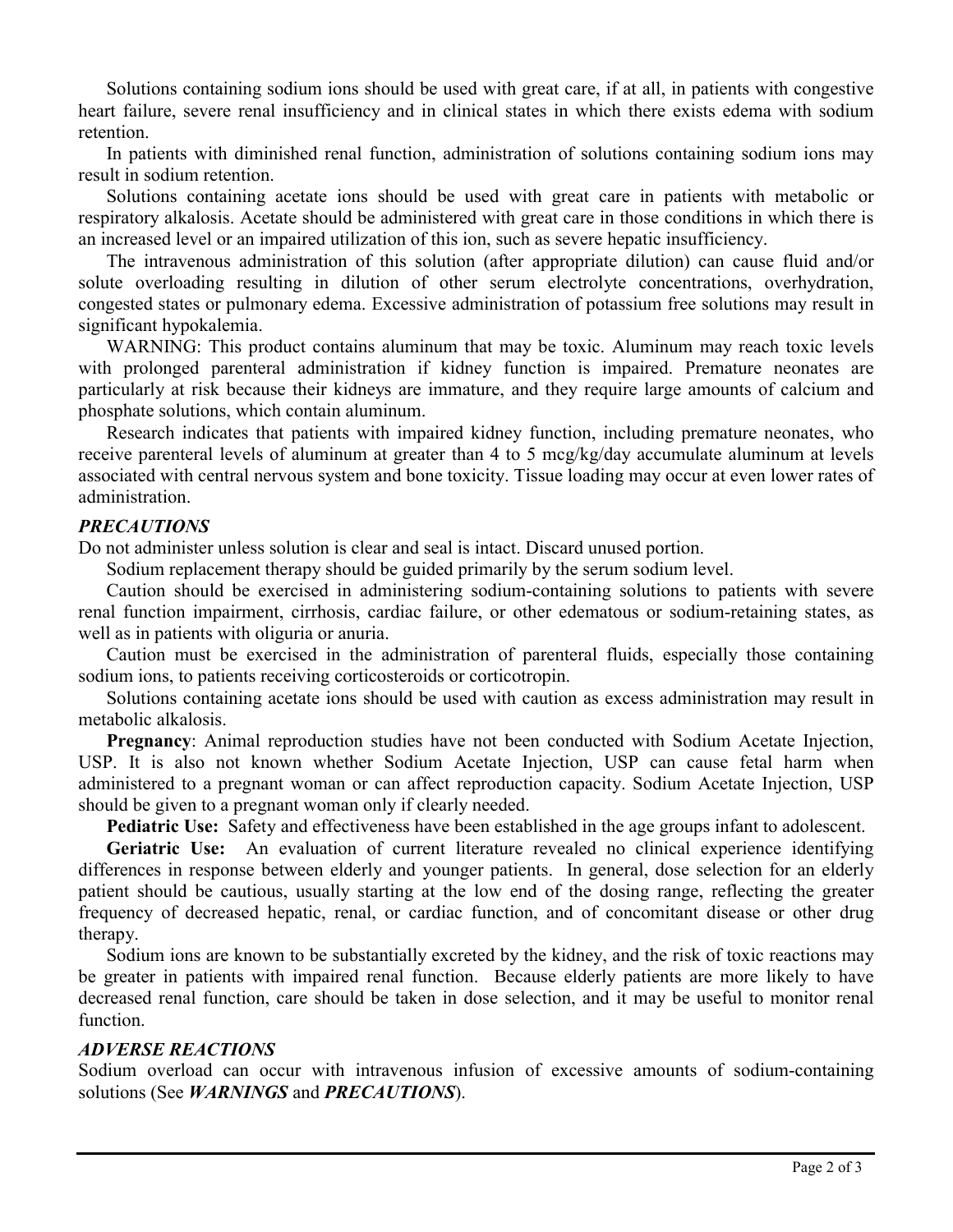Solutions containing sodium ions should be used with great care, if at all, in patients with congestive heart failure, severe renal insufficiency and in clinical states in which there exists edema with sodium retention.

In patients with diminished renal function, administration of solutions containing sodium ions may result in sodium retention.

Solutions containing acetate ions should be used with great care in patients with metabolic or respiratory alkalosis. Acetate should be administered with great care in those conditions in which there is an increased level or an impaired utilization of this ion, such as severe hepatic insufficiency.

The intravenous administration of this solution (after appropriate dilution) can cause fluid and/or solute overloading resulting in dilution of other serum electrolyte concentrations, overhydration, congested states or pulmonary edema. Excessive administration of potassium free solutions may result in significant hypokalemia.

WARNING: This product contains aluminum that may be toxic. Aluminum may reach toxic levels with prolonged parenteral administration if kidney function is impaired. Premature neonates are particularly at risk because their kidneys are immature, and they require large amounts of calcium and phosphate solutions, which contain aluminum.

Research indicates that patients with impaired kidney function, including premature neonates, who receive parenteral levels of aluminum at greater than 4 to 5 mcg/kg/day accumulate aluminum at levels associated with central nervous system and bone toxicity. Tissue loading may occur at even lower rates of administration.

### *PRECAUTIONS*

Do not administer unless solution is clear and seal is intact. Discard unused portion.

Sodium replacement therapy should be guided primarily by the serum sodium level.

Caution should be exercised in administering sodium-containing solutions to patients with severe renal function impairment, cirrhosis, cardiac failure, or other edematous or sodium-retaining states, as well as in patients with oliguria or anuria.

Caution must be exercised in the administration of parenteral fluids, especially those containing sodium ions, to patients receiving corticosteroids or corticotropin.

Solutions containing acetate ions should be used with caution as excess administration may result in metabolic alkalosis.

**Pregnancy**: Animal reproduction studies have not been conducted with Sodium Acetate Injection, USP. It is also not known whether Sodium Acetate Injection, USP can cause fetal harm when administered to a pregnant woman or can affect reproduction capacity. Sodium Acetate Injection, USP should be given to a pregnant woman only if clearly needed.

**Pediatric Use:** Safety and effectiveness have been established in the age groups infant to adolescent.

**Geriatric Use:** An evaluation of current literature revealed no clinical experience identifying differences in response between elderly and younger patients. In general, dose selection for an elderly patient should be cautious, usually starting at the low end of the dosing range, reflecting the greater frequency of decreased hepatic, renal, or cardiac function, and of concomitant disease or other drug therapy.

Sodium ions are known to be substantially excreted by the kidney, and the risk of toxic reactions may be greater in patients with impaired renal function. Because elderly patients are more likely to have decreased renal function, care should be taken in dose selection, and it may be useful to monitor renal function.

### *ADVERSE REACTIONS*

Sodium overload can occur with intravenous infusion of excessive amounts of sodium-containing solutions (See ***WARNINGS*** and ***PRECAUTIONS***).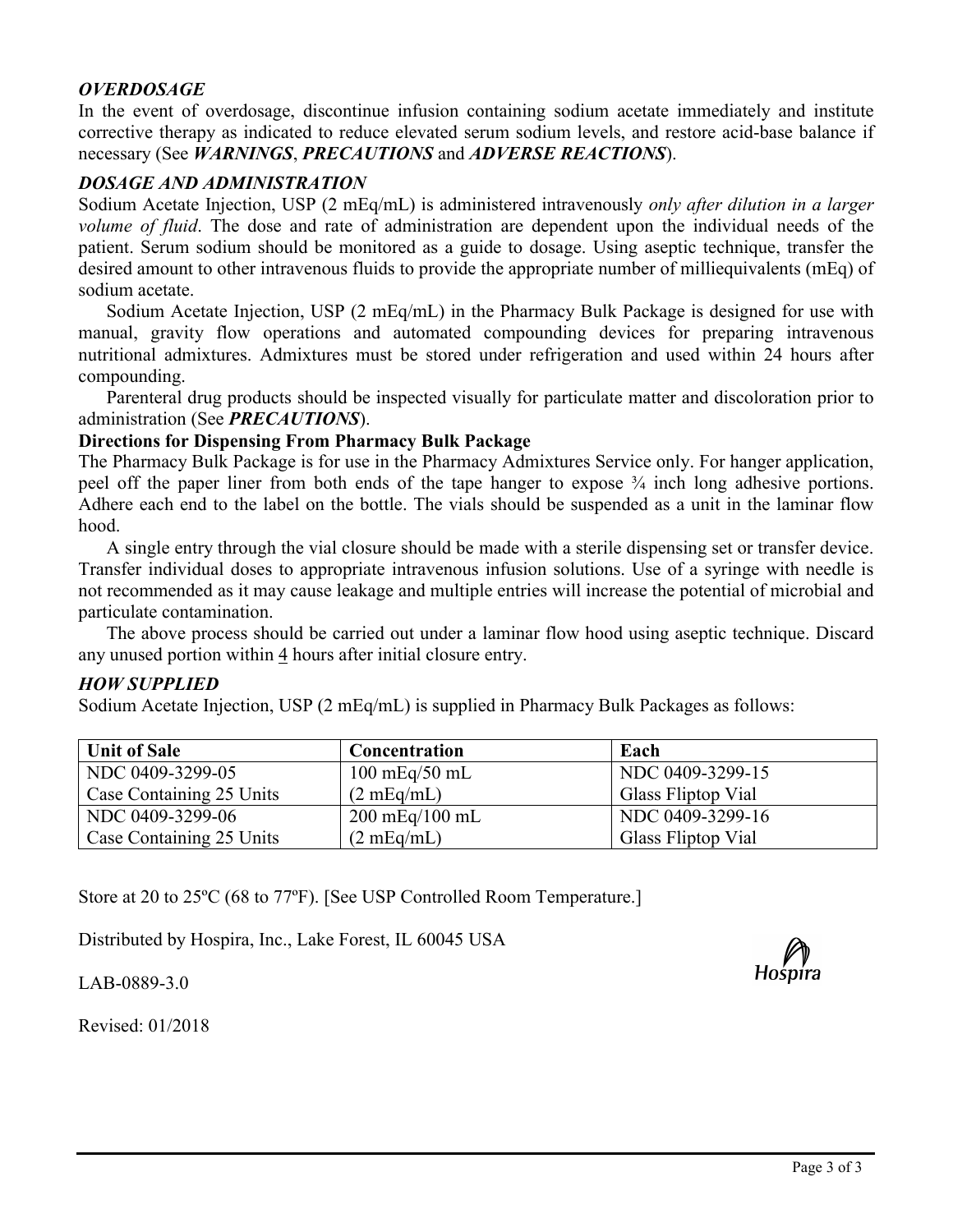## *OVERDOSAGE*

In the event of overdosage, discontinue infusion containing sodium acetate immediately and institute corrective therapy as indicated to reduce elevated serum sodium levels, and restore acid-base balance if necessary (See ***WARNINGS***, ***PRECAUTIONS*** and ***ADVERSE REACTIONS***).

## *DOSAGE AND ADMINISTRATION*

Sodium Acetate Injection, USP (2 mEq/mL) is administered intravenously *only after dilution in a larger volume of fluid*. The dose and rate of administration are dependent upon the individual needs of the patient. Serum sodium should be monitored as a guide to dosage. Using aseptic technique, transfer the desired amount to other intravenous fluids to provide the appropriate number of milliequivalents (mEq) of sodium acetate.

Sodium Acetate Injection, USP (2 mEq/mL) in the Pharmacy Bulk Package is designed for use with manual, gravity flow operations and automated compounding devices for preparing intravenous nutritional admixtures. Admixtures must be stored under refrigeration and used within 24 hours after compounding.

Parenteral drug products should be inspected visually for particulate matter and discoloration prior to administration (See ***PRECAUTIONS***).

**Directions for Dispensing From Pharmacy Bulk Package**

The Pharmacy Bulk Package is for use in the Pharmacy Admixtures Service only. For hanger application, peel off the paper liner from both ends of the tape hanger to expose ¾ inch long adhesive portions. Adhere each end to the label on the bottle. The vials should be suspended as a unit in the laminar flow hood.

A single entry through the vial closure should be made with a sterile dispensing set or transfer device. Transfer individual doses to appropriate intravenous infusion solutions. Use of a syringe with needle is not recommended as it may cause leakage and multiple entries will increase the potential of microbial and particulate contamination.

The above process should be carried out under a laminar flow hood using aseptic technique. Discard any unused portion within 4 hours after initial closure entry.

## *HOW SUPPLIED*

Sodium Acetate Injection, USP (2 mEq/mL) is supplied in Pharmacy Bulk Packages as follows:

| Unit of Sale | Concentration | Each |
|---|---|---|
| NDC 0409-3299-05 Case Containing 25 Units | 100 mEq/50 mL (2 mEq/mL) | NDC 0409-3299-15 Glass Fliptop Vial |
| NDC 0409-3299-06 Case Containing 25 Units | 200 mEq/100 mL (2 mEq/mL) | NDC 0409-3299-16 Glass Fliptop Vial |

Store at 20 to 25ºC (68 to 77ºF). [See USP Controlled Room Temperature.]

Distributed by Hospira, Inc., Lake Forest, IL 60045 USA

LAB-0889-3.0

Revised: 01/2018